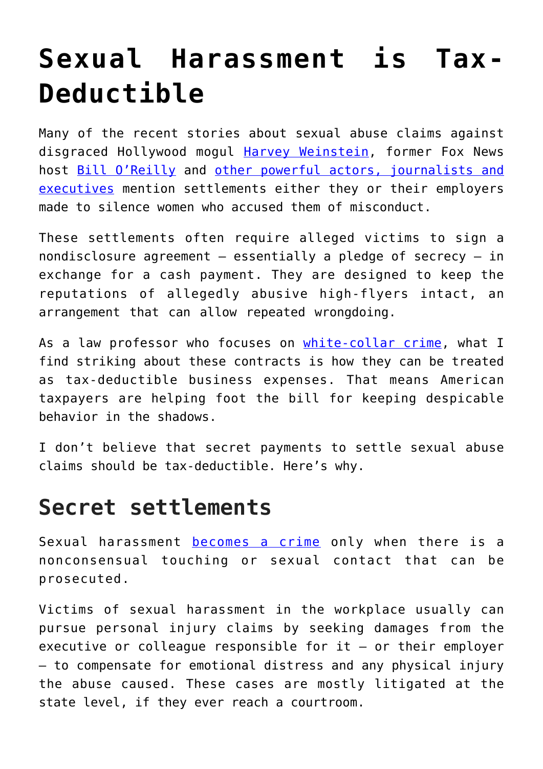# Sexual Harassment is Tax-Deductible

Many of the recent stories about sexual abuse claims against disgraced Hollywood mogul Harvey Weinstein, former Fox News host Bill O'Reilly and other powerful actors, journalists and executives mention settlements either they or their employers made to silence women who accused them of misconduct.

These settlements often require alleged victims to sign a nondisclosure agreement – essentially a pledge of secrecy – in exchange for a cash payment. They are designed to keep the reputations of allegedly abusive high-flyers intact, an arrangement that can allow repeated wrongdoing.

As a law professor who focuses on white-collar crime, what I find striking about these contracts is how they can be treated as tax-deductible business expenses. That means American taxpayers are helping foot the bill for keeping despicable behavior in the shadows.

I don't believe that secret payments to settle sexual abuse claims should be tax-deductible. Here's why.

## Secret settlements

Sexual harassment becomes a crime only when there is a nonconsensual touching or sexual contact that can be prosecuted.

Victims of sexual harassment in the workplace usually can pursue personal injury claims by seeking damages from the executive or colleague responsible for it – or their employer – to compensate for emotional distress and any physical injury the abuse caused. These cases are mostly litigated at the state level, if they ever reach a courtroom.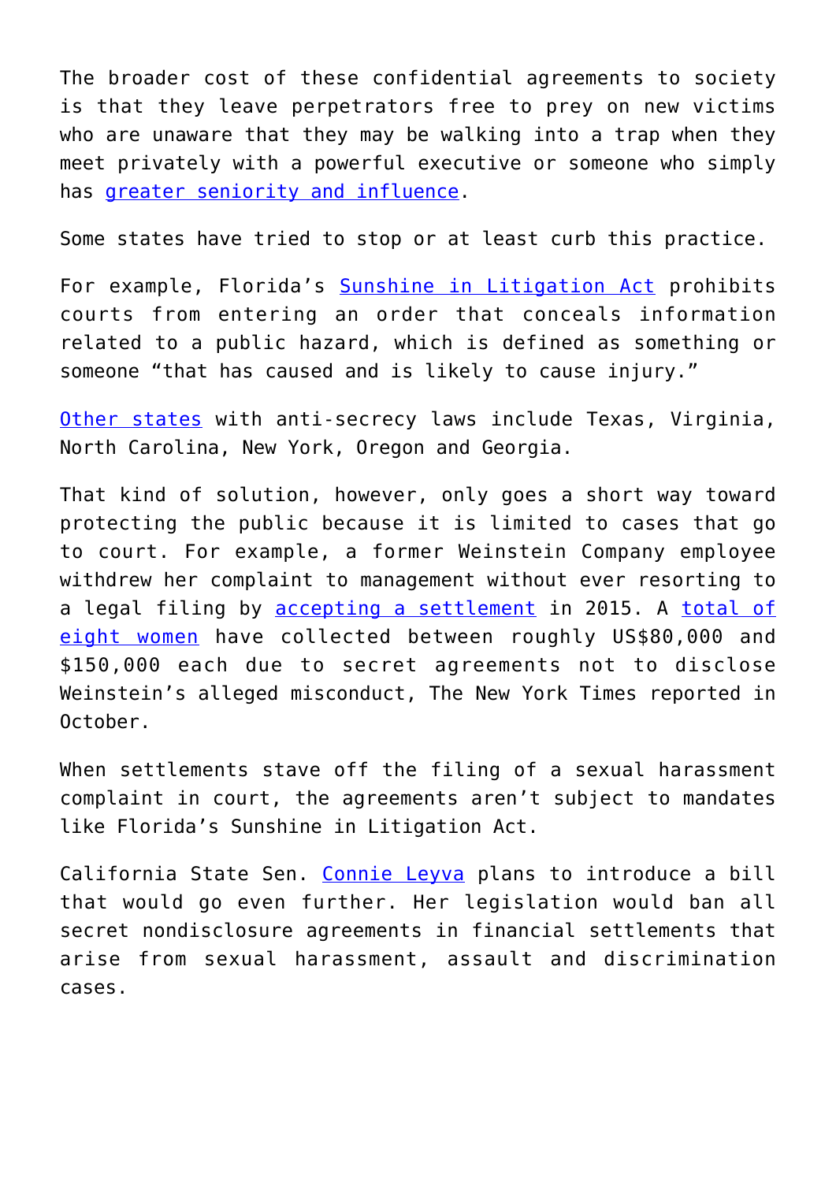The broader cost of these confidential agreements to society is that they leave perpetrators free to prey on new victims who are unaware that they may be walking into a trap when they meet privately with a powerful executive or someone who simply has greater seniority and influence.

Some states have tried to stop or at least curb this practice.

For example, Florida's Sunshine in Litigation Act prohibits courts from entering an order that conceals information related to a public hazard, which is defined as something or someone "that has caused and is likely to cause injury."

Other states with anti-secrecy laws include Texas, Virginia, North Carolina, New York, Oregon and Georgia.

That kind of solution, however, only goes a short way toward protecting the public because it is limited to cases that go to court. For example, a former Weinstein Company employee withdrew her complaint to management without ever resorting to a legal filing by accepting a settlement in 2015. A total of eight women have collected between roughly US$80,000 and $150,000 each due to secret agreements not to disclose Weinstein's alleged misconduct, The New York Times reported in October.

When settlements stave off the filing of a sexual harassment complaint in court, the agreements aren't subject to mandates like Florida's Sunshine in Litigation Act.

California State Sen. Connie Leyva plans to introduce a bill that would go even further. Her legislation would ban all secret nondisclosure agreements in financial settlements that arise from sexual harassment, assault and discrimination cases.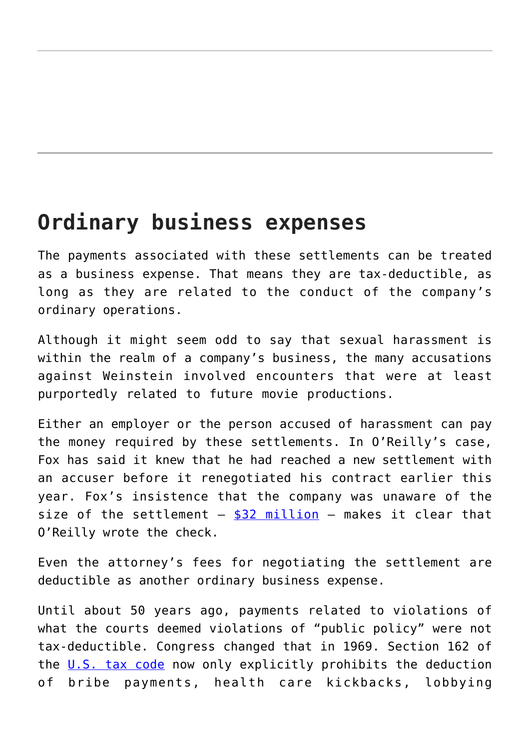## Ordinary business expenses

The payments associated with these settlements can be treated as a business expense. That means they are tax-deductible, as long as they are related to the conduct of the company's ordinary operations.

Although it might seem odd to say that sexual harassment is within the realm of a company's business, the many accusations against Weinstein involved encounters that were at least purportedly related to future movie productions.

Either an employer or the person accused of harassment can pay the money required by these settlements. In O'Reilly's case, Fox has said it knew that he had reached a new settlement with an accuser before it renegotiated his contract earlier this year. Fox's insistence that the company was unaware of the size of the settlement – $32 million – makes it clear that O'Reilly wrote the check.

Even the attorney's fees for negotiating the settlement are deductible as another ordinary business expense.

Until about 50 years ago, payments related to violations of what the courts deemed violations of "public policy" were not tax-deductible. Congress changed that in 1969. Section 162 of the U.S. tax code now only explicitly prohibits the deduction of bribe payments, health care kickbacks, lobbying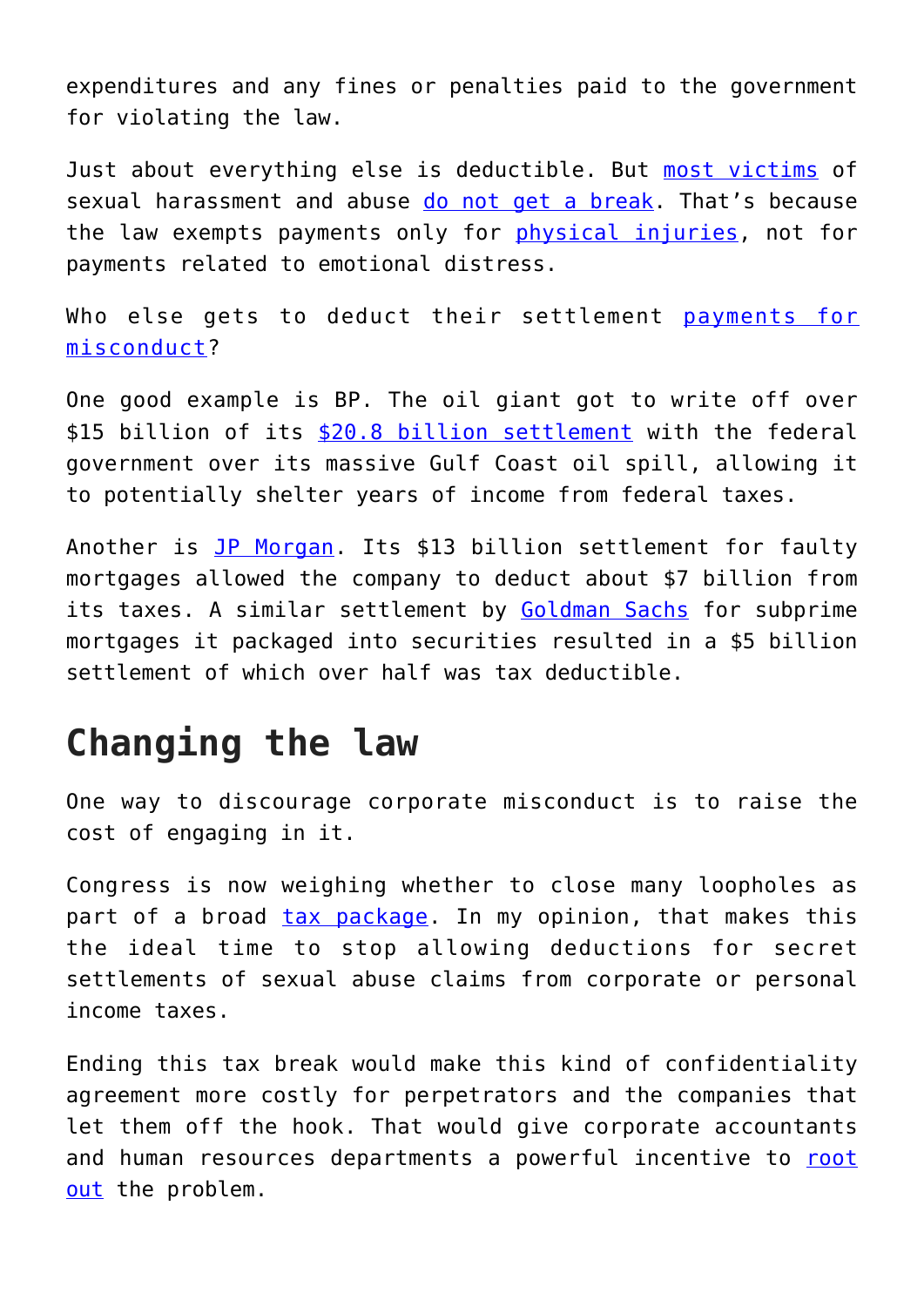expenditures and any fines or penalties paid to the government for violating the law.

Just about everything else is deductible. But most victims of sexual harassment and abuse do not get a break. That's because the law exempts payments only for physical injuries, not for payments related to emotional distress.

Who else gets to deduct their settlement payments for misconduct?

One good example is BP. The oil giant got to write off over $15 billion of its $20.8 billion settlement with the federal government over its massive Gulf Coast oil spill, allowing it to potentially shelter years of income from federal taxes.

Another is JP Morgan. Its $13 billion settlement for faulty mortgages allowed the company to deduct about $7 billion from its taxes. A similar settlement by Goldman Sachs for subprime mortgages it packaged into securities resulted in a $5 billion settlement of which over half was tax deductible.

## Changing the law

One way to discourage corporate misconduct is to raise the cost of engaging in it.

Congress is now weighing whether to close many loopholes as part of a broad tax package. In my opinion, that makes this the ideal time to stop allowing deductions for secret settlements of sexual abuse claims from corporate or personal income taxes.

Ending this tax break would make this kind of confidentiality agreement more costly for perpetrators and the companies that let them off the hook. That would give corporate accountants and human resources departments a powerful incentive to root out the problem.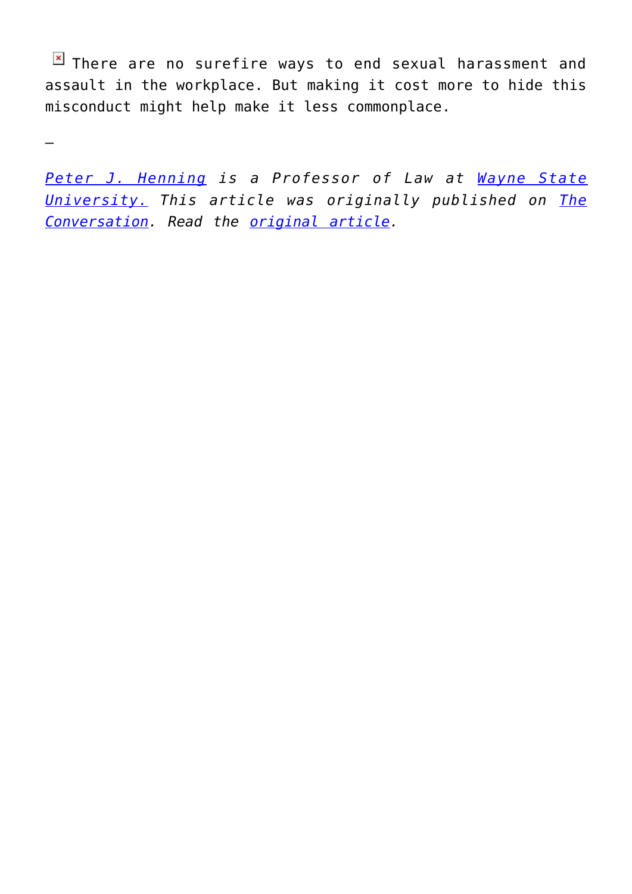There are no surefire ways to end sexual harassment and assault in the workplace. But making it cost more to hide this misconduct might help make it less commonplace.

—

*Peter J. Henning is a Professor of Law at Wayne State University. This article was originally published on The Conversation. Read the original article.*